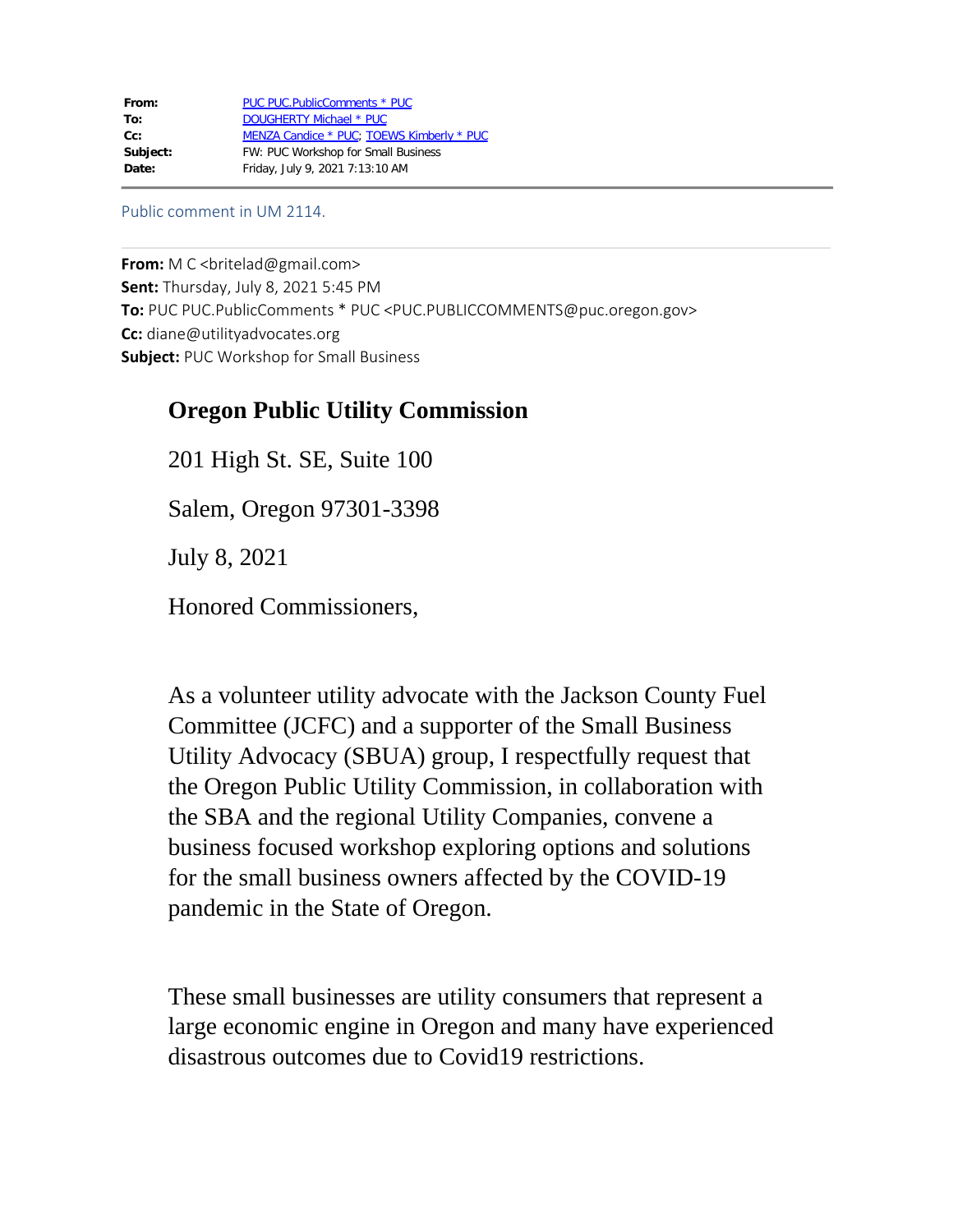**From:** PUC PUC.PublicComments * PUC
**To:** DOUGHERTY Michael * PUC
**Cc:** MENZA Candice * PUC; TOEWS Kimberly * PUC
**Subject:** FW: PUC Workshop for Small Business
**Date:** Friday, July 9, 2021 7:13:10 AM

---

Public comment in UM 2114.

---

**From:** M C <britelad@gmail.com>
**Sent:** Thursday, July 8, 2021 5:45 PM
**To:** PUC PUC.PublicComments * PUC <PUC.PUBLICCOMMENTS@puc.oregon.gov>
**Cc:** diane@utilityadvocates.org
**Subject:** PUC Workshop for Small Business

**Oregon Public Utility Commission**

201 High St. SE, Suite 100

Salem, Oregon 97301-3398

July 8, 2021

Honored Commissioners,

As a volunteer utility advocate with the Jackson County Fuel Committee (JCFC) and a supporter of the Small Business Utility Advocacy (SBUA) group, I respectfully request that the Oregon Public Utility Commission, in collaboration with the SBA and the regional Utility Companies, convene a business focused workshop exploring options and solutions for the small business owners affected by the COVID-19 pandemic in the State of Oregon.

These small businesses are utility consumers that represent a large economic engine in Oregon and many have experienced disastrous outcomes due to Covid19 restrictions.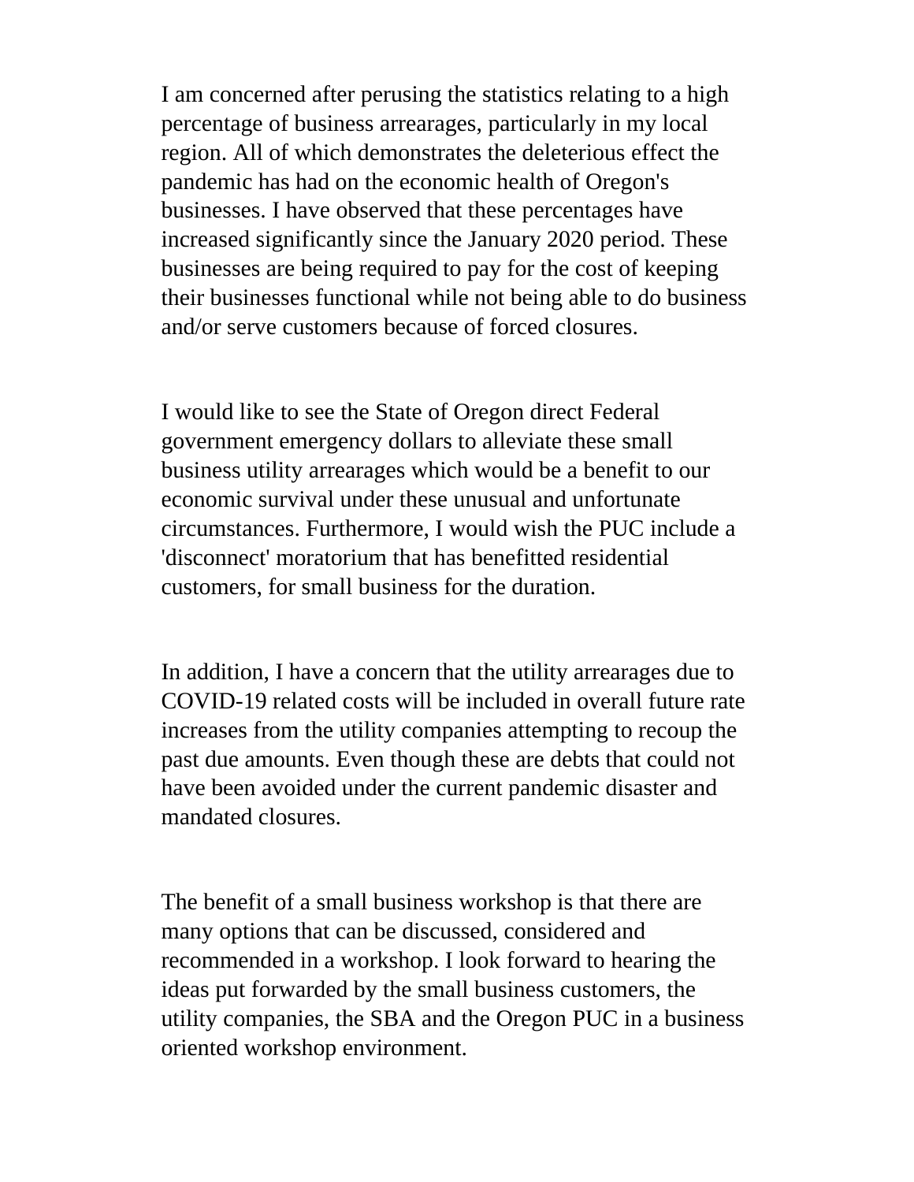I am concerned after perusing the statistics relating to a high percentage of business arrearages, particularly in my local region. All of which demonstrates the deleterious effect the pandemic has had on the economic health of Oregon's businesses. I have observed that these percentages have increased significantly since the January 2020 period. These businesses are being required to pay for the cost of keeping their businesses functional while not being able to do business and/or serve customers because of forced closures.

I would like to see the State of Oregon direct Federal government emergency dollars to alleviate these small business utility arrearages which would be a benefit to our economic survival under these unusual and unfortunate circumstances. Furthermore, I would wish the PUC include a 'disconnect' moratorium that has benefitted residential customers, for small business for the duration.

In addition, I have a concern that the utility arrearages due to COVID-19 related costs will be included in overall future rate increases from the utility companies attempting to recoup the past due amounts. Even though these are debts that could not have been avoided under the current pandemic disaster and mandated closures.

The benefit of a small business workshop is that there are many options that can be discussed, considered and recommended in a workshop. I look forward to hearing the ideas put forwarded by the small business customers, the utility companies, the SBA and the Oregon PUC in a business oriented workshop environment.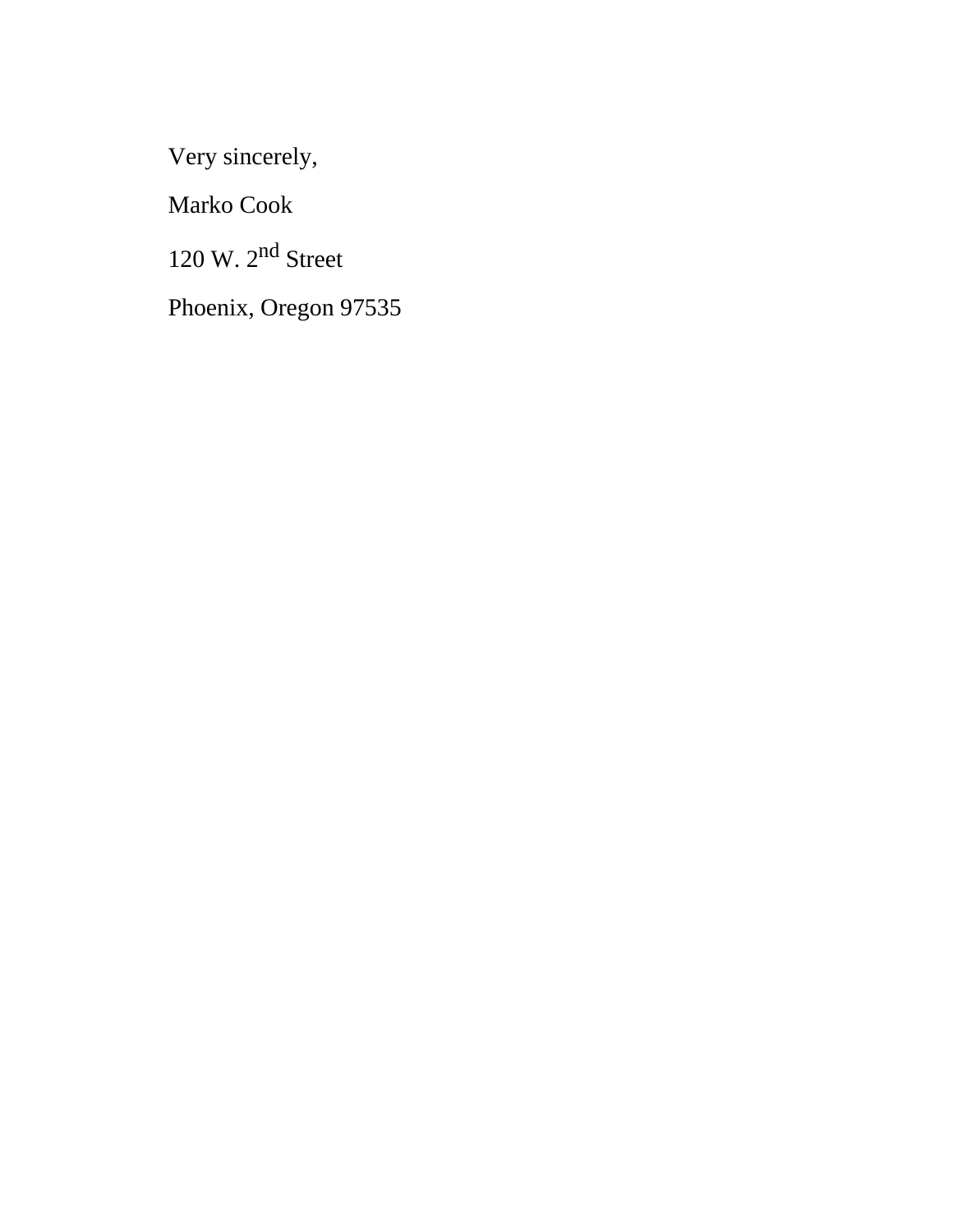Very sincerely,

Marko Cook

120 W. 2nd Street

Phoenix, Oregon 97535